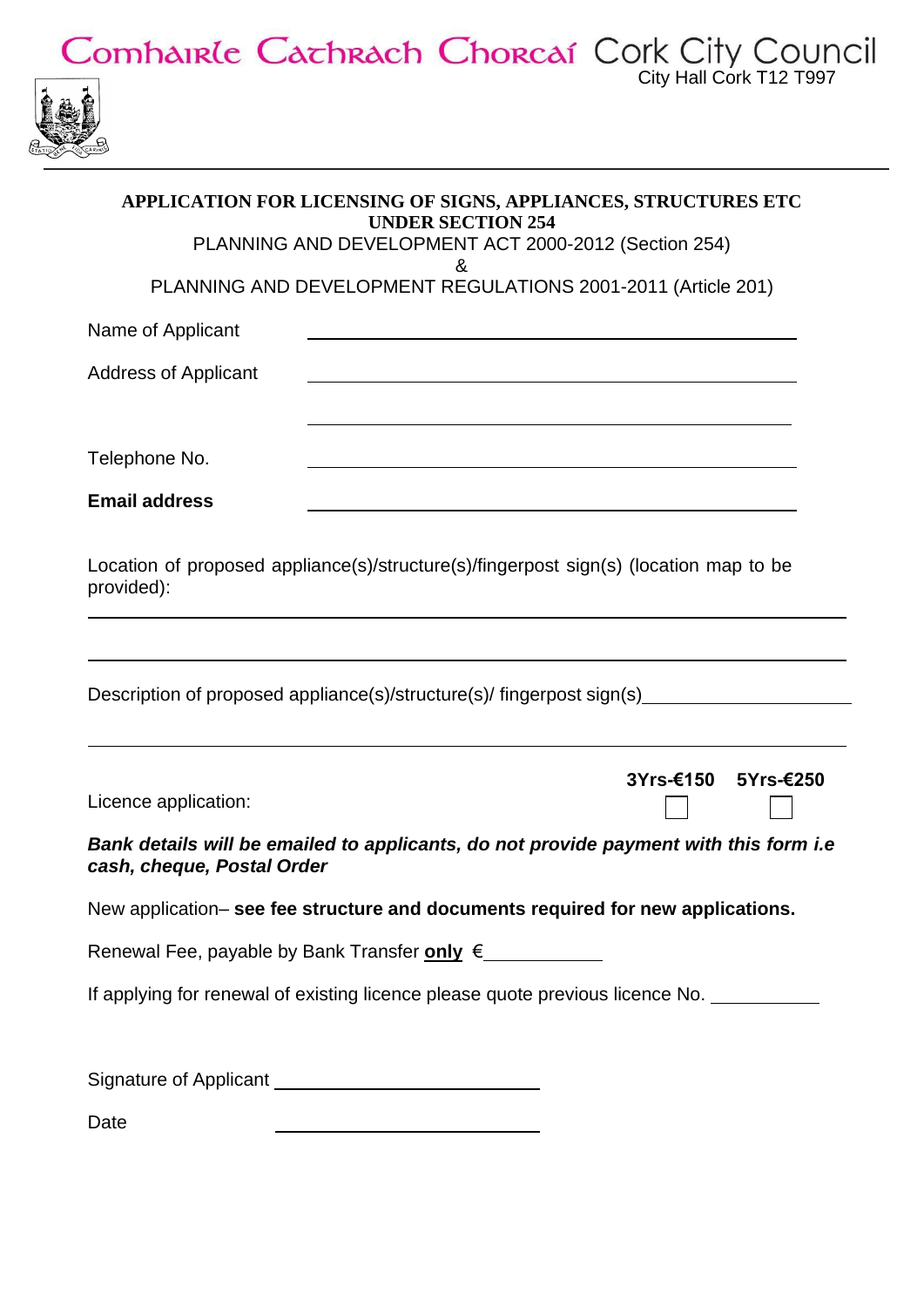Comhairle Cathrach Chorcaí Cork City Council
City Hall Cork T12 T997

**APPLICATION FOR LICENSING OF SIGNS, APPLIANCES, STRUCTURES ETC UNDER SECTION 254**

PLANNING AND DEVELOPMENT ACT 2000-2012 (Section 254)

&

PLANNING AND DEVELOPMENT REGULATIONS 2001-2011 (Article 201)

Name of Applicant ______________________________

Address of Applicant ______________________________

______________________________

Telephone No. ______________________________

**Email address** ______________________________

Location of proposed appliance(s)/structure(s)/fingerpost sign(s) (location map to be provided):

______________________________

______________________________

Description of proposed appliance(s)/structure(s)/ fingerpost sign(s) ______________________________

______________________________

Licence application: **3Yrs-€150** ☐ **5Yrs-€250** ☐

***Bank details will be emailed to applicants, do not provide payment with this form i.e cash, cheque, Postal Order***

New application– **see fee structure and documents required for new applications.**

Renewal Fee, payable by Bank Transfer **only** €__________

If applying for renewal of existing licence please quote previous licence No. __________

Signature of Applicant ______________________________

Date ______________________________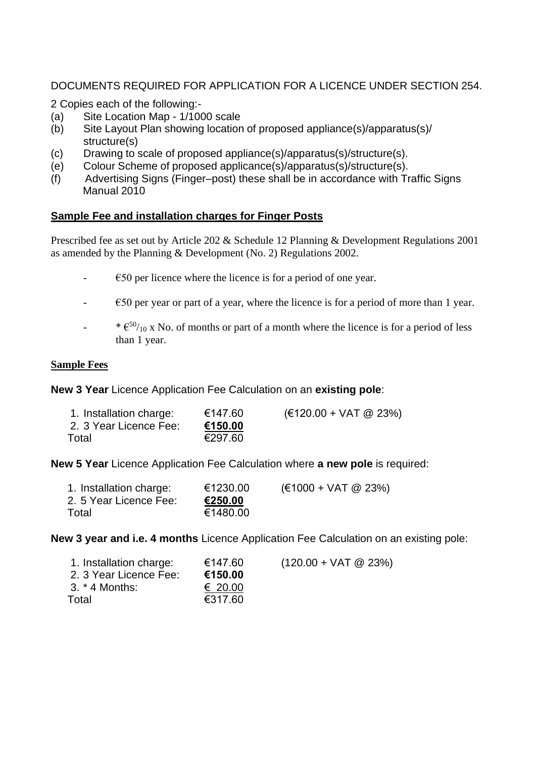DOCUMENTS REQUIRED FOR APPLICATION FOR A LICENCE UNDER SECTION 254.

2 Copies each of the following:-

(a) Site Location Map - 1/1000 scale
(b) Site Layout Plan showing location of proposed appliance(s)/apparatus(s)/ structure(s)
(c) Drawing to scale of proposed appliance(s)/apparatus(s)/structure(s).
(e) Colour Scheme of proposed applicance(s)/apparatus(s)/structure(s).
(f) Advertising Signs (Finger–post) these shall be in accordance with Traffic Signs Manual 2010

**Sample Fee and installation charges for Finger Posts**

Prescribed fee as set out by Article 202 & Schedule 12 Planning & Development Regulations 2001 as amended by the Planning & Development (No. 2) Regulations 2002.

- €50 per licence where the licence is for a period of one year.
- €50 per year or part of a year, where the licence is for a period of more than 1 year.
- * €$^{50}/_{10}$ x No. of months or part of a month where the licence is for a period of less than 1 year.

**Sample Fees**

**New 3 Year** Licence Application Fee Calculation on an **existing pole**:

| | | |
|---|---|---|
| 1. Installation charge: | €147.60 | (€120.00 + VAT @ 23%) |
| 2. 3 Year Licence Fee: | **€150.00** | |
| Total | €297.60 | |

**New 5 Year** Licence Application Fee Calculation where **a new pole** is required:

| | | |
|---|---|---|
| 1. Installation charge: | €1230.00 | (€1000 + VAT @ 23%) |
| 2. 5 Year Licence Fee: | **€250.00** | |
| Total | €1480.00 | |

**New 3 year and i.e. 4 months** Licence Application Fee Calculation on an existing pole:

| | | |
|---|---|---|
| 1. Installation charge: | €147.60 | (120.00 + VAT @ 23%) |
| 2. 3 Year Licence Fee: | **€150.00** | |
| 3. * 4 Months: | € 20.00 | |
| Total | €317.60 | |